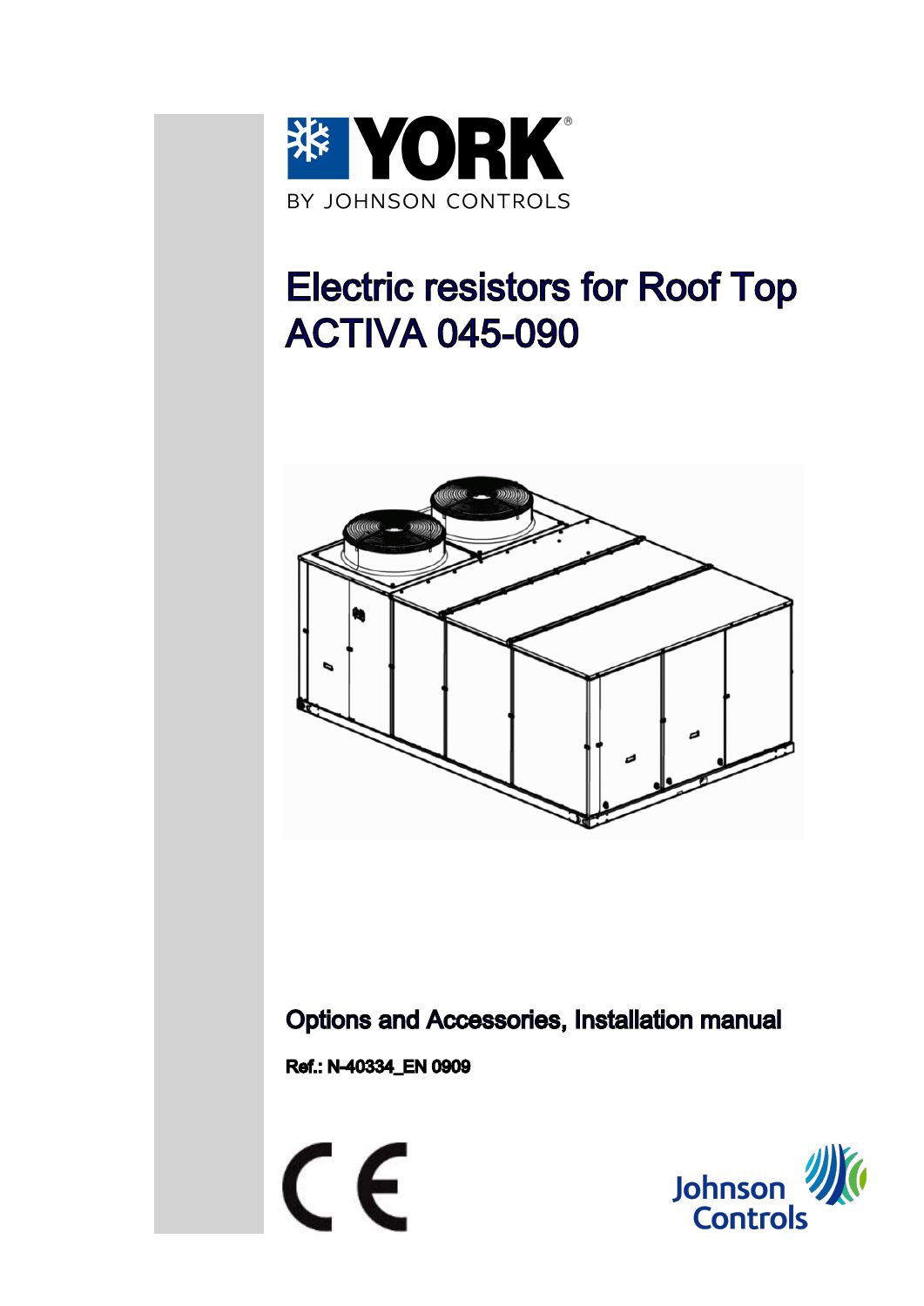YORK

BY JOHNSON CONTROLS

# Electric resistors for Roof Top ACTIVA 045-090

**Options and Accessories, Installation manual**

**Ref.: N-40334_EN 0909**

Johnson Controls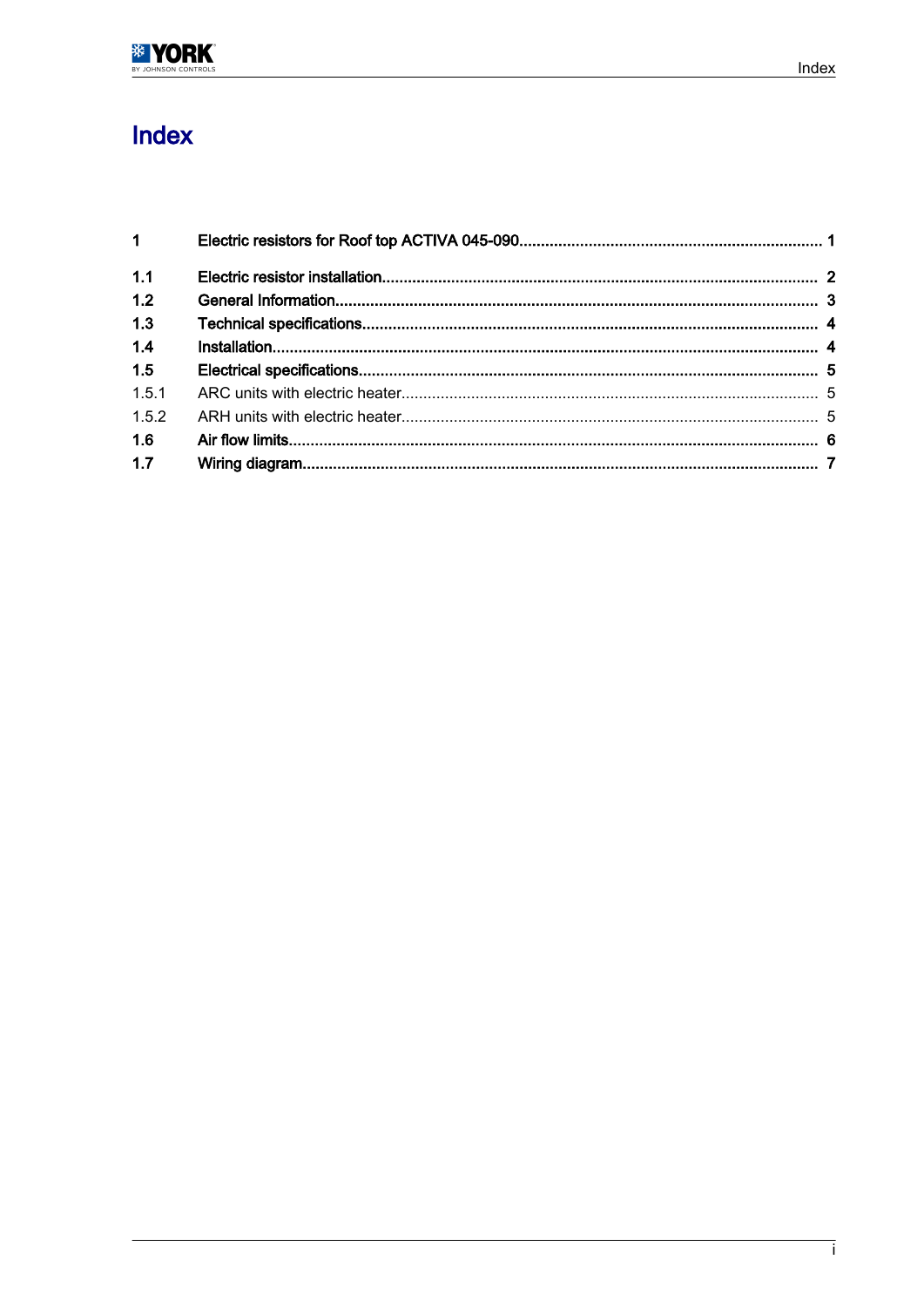# Index

| | | |
|---|---|---|
| **1** | **Electric resistors for Roof top ACTIVA 045-090** | **1** |
| **1.1** | **Electric resistor installation** | **2** |
| **1.2** | **General Information** | **3** |
| **1.3** | **Technical specifications** | **4** |
| **1.4** | **Installation** | **4** |
| **1.5** | **Electrical specifications** | **5** |
| 1.5.1 | ARC units with electric heater | 5 |
| 1.5.2 | ARH units with electric heater | 5 |
| **1.6** | **Air flow limits** | **6** |
| **1.7** | **Wiring diagram** | **7** |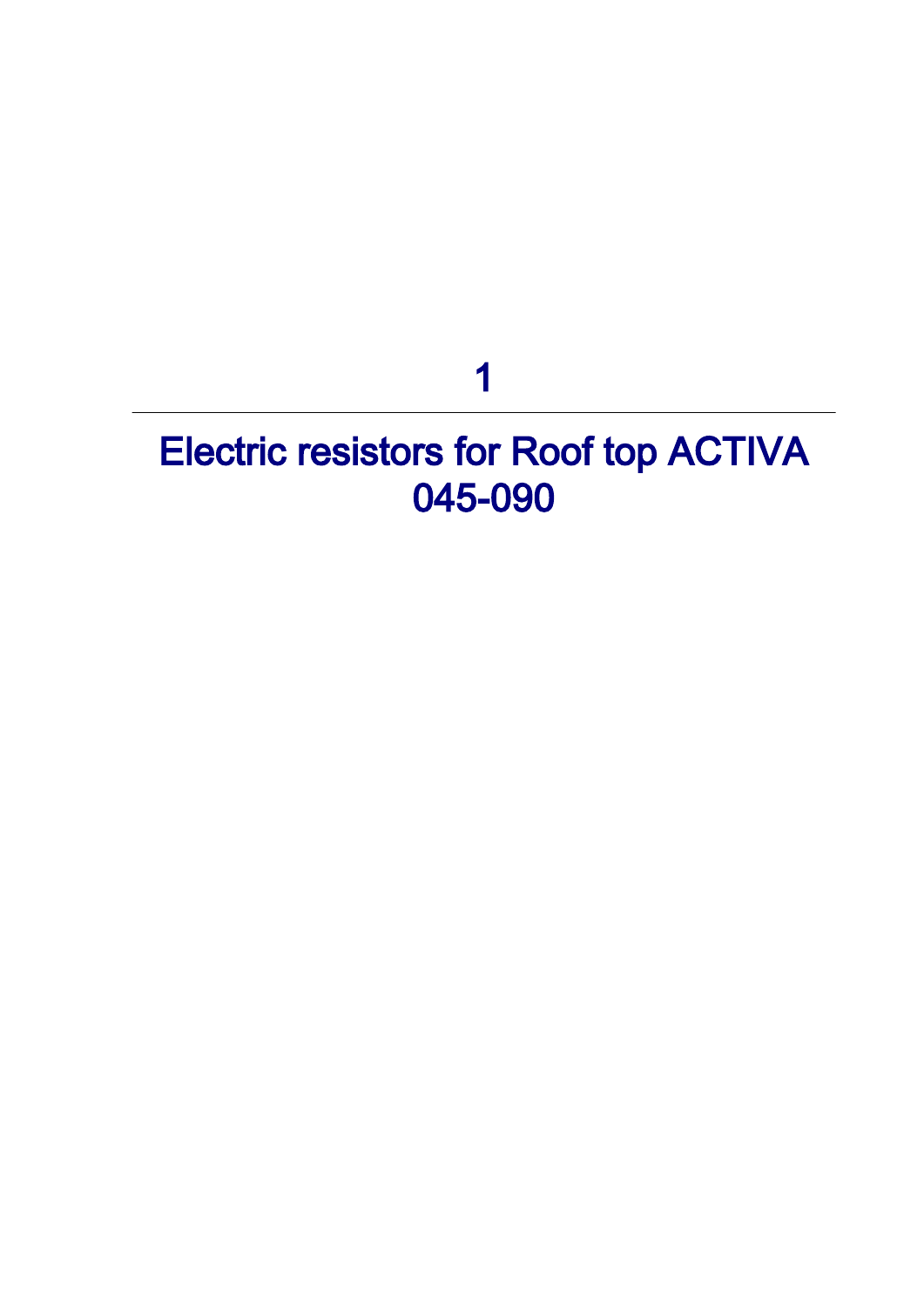# 1

# Electric resistors for Roof top ACTIVA 045-090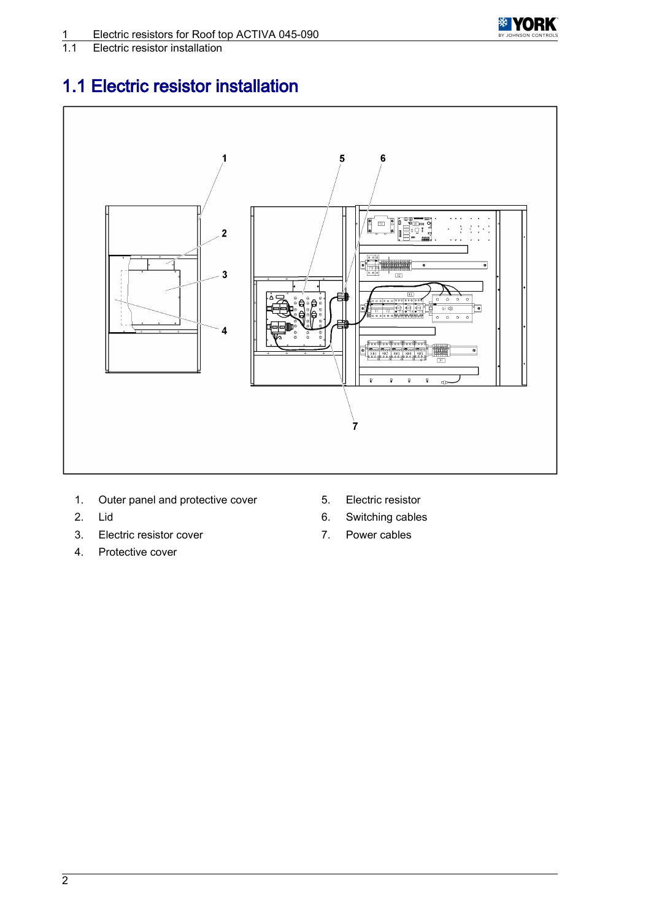## 1.1 Electric resistor installation

1. Outer panel and protective cover
2. Lid
3. Electric resistor cover
4. Protective cover
5. Electric resistor
6. Switching cables
7. Power cables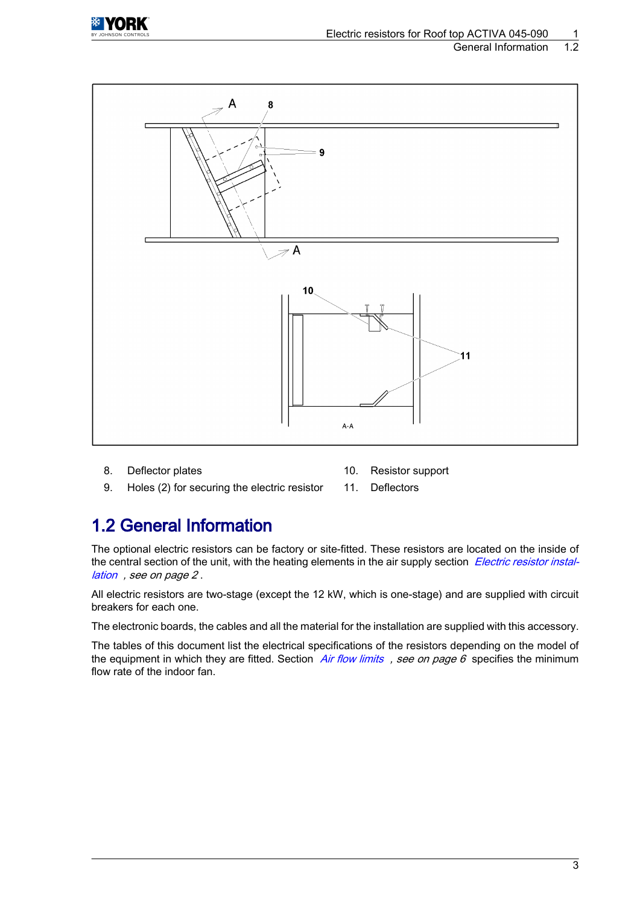8. Deflector plates
9. Holes (2) for securing the electric resistor
10. Resistor support
11. Deflectors

## 1.2 General Information

The optional electric resistors can be factory or site-fitted. These resistors are located on the inside of the central section of the unit, with the heating elements in the air supply section *Electric resistor installation* , *see on page 2* .

All electric resistors are two-stage (except the 12 kW, which is one-stage) and are supplied with circuit breakers for each one.

The electronic boards, the cables and all the material for the installation are supplied with this accessory.

The tables of this document list the electrical specifications of the resistors depending on the model of the equipment in which they are fitted. Section *Air flow limits* , *see on page 6* specifies the minimum flow rate of the indoor fan.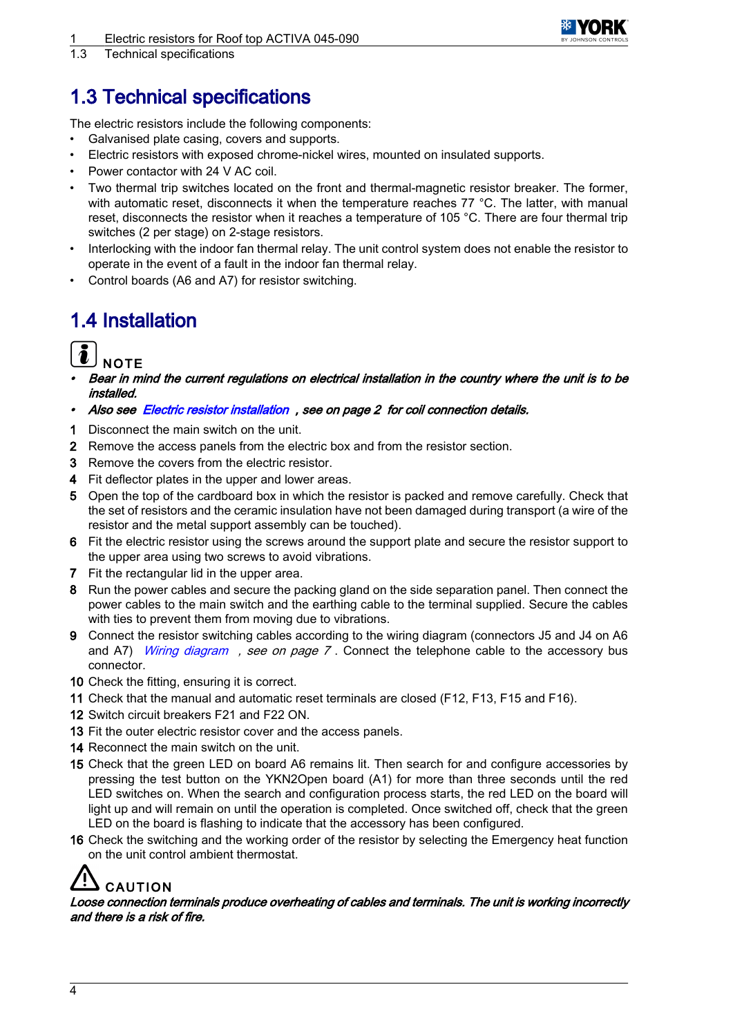## 1.3 Technical specifications

The electric resistors include the following components:

- Galvanised plate casing, covers and supports.
- Electric resistors with exposed chrome-nickel wires, mounted on insulated supports.
- Power contactor with 24 V AC coil.
- Two thermal trip switches located on the front and thermal-magnetic resistor breaker. The former, with automatic reset, disconnects it when the temperature reaches 77 °C. The latter, with manual reset, disconnects the resistor when it reaches a temperature of 105 °C. There are four thermal trip switches (2 per stage) on 2-stage resistors.
- Interlocking with the indoor fan thermal relay. The unit control system does not enable the resistor to operate in the event of a fault in the indoor fan thermal relay.
- Control boards (A6 and A7) for resistor switching.

## 1.4 Installation

**NOTE**

- ***Bear in mind the current regulations on electrical installation in the country where the unit is to be installed.***
- ***Also see Electric resistor installation , see on page 2 for coil connection details.***

1. Disconnect the main switch on the unit.
2. Remove the access panels from the electric box and from the resistor section.
3. Remove the covers from the electric resistor.
4. Fit deflector plates in the upper and lower areas.
5. Open the top of the cardboard box in which the resistor is packed and remove carefully. Check that the set of resistors and the ceramic insulation have not been damaged during transport (a wire of the resistor and the metal support assembly can be touched).
6. Fit the electric resistor using the screws around the support plate and secure the resistor support to the upper area using two screws to avoid vibrations.
7. Fit the rectangular lid in the upper area.
8. Run the power cables and secure the packing gland on the side separation panel. Then connect the power cables to the main switch and the earthing cable to the terminal supplied. Secure the cables with ties to prevent them from moving due to vibrations.
9. Connect the resistor switching cables according to the wiring diagram (connectors J5 and J4 on A6 and A7) *Wiring diagram , see on page 7* . Connect the telephone cable to the accessory bus connector.
10. Check the fitting, ensuring it is correct.
11. Check that the manual and automatic reset terminals are closed (F12, F13, F15 and F16).
12. Switch circuit breakers F21 and F22 ON.
13. Fit the outer electric resistor cover and the access panels.
14. Reconnect the main switch on the unit.
15. Check that the green LED on board A6 remains lit. Then search for and configure accessories by pressing the test button on the YKN2Open board (A1) for more than three seconds until the red LED switches on. When the search and configuration process starts, the red LED on the board will light up and will remain on until the operation is completed. Once switched off, check that the green LED on the board is flashing to indicate that the accessory has been configured.
16. Check the switching and the working order of the resistor by selecting the Emergency heat function on the unit control ambient thermostat.

**CAUTION**

***Loose connection terminals produce overheating of cables and terminals. The unit is working incorrectly and there is a risk of fire.***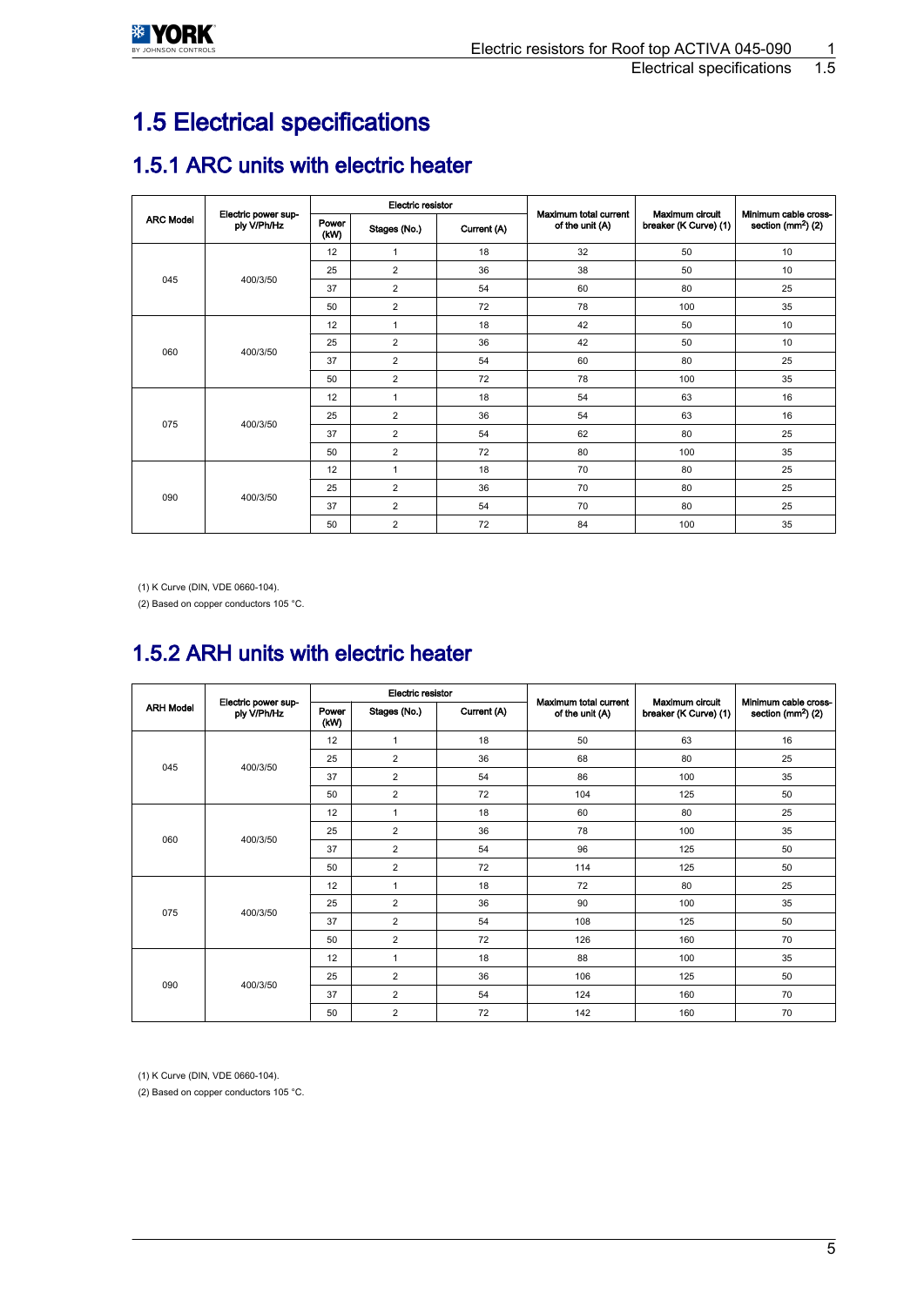# 1.5 Electrical specifications

## 1.5.1 ARC units with electric heater

| ARC Model | Electric power supply V/Ph/Hz | Electric resistor | | | Maximum total current of the unit (A) | Maximum circuit breaker (K Curve) (1) | Minimum cable cross-section ($mm^2$) (2) |
|---|---|---|---|---|---|---|---|
| | | Power (kW) | Stages (No.) | Current (A) | | | |
| 045 | 400/3/50 | 12 | 1 | 18 | 32 | 50 | 10 |
| | | 25 | 2 | 36 | 38 | 50 | 10 |
| | | 37 | 2 | 54 | 60 | 80 | 25 |
| | | 50 | 2 | 72 | 78 | 100 | 35 |
| 060 | 400/3/50 | 12 | 1 | 18 | 42 | 50 | 10 |
| | | 25 | 2 | 36 | 42 | 50 | 10 |
| | | 37 | 2 | 54 | 60 | 80 | 25 |
| | | 50 | 2 | 72 | 78 | 100 | 35 |
| 075 | 400/3/50 | 12 | 1 | 18 | 54 | 63 | 16 |
| | | 25 | 2 | 36 | 54 | 63 | 16 |
| | | 37 | 2 | 54 | 62 | 80 | 25 |
| | | 50 | 2 | 72 | 80 | 100 | 35 |
| 090 | 400/3/50 | 12 | 1 | 18 | 70 | 80 | 25 |
| | | 25 | 2 | 36 | 70 | 80 | 25 |
| | | 37 | 2 | 54 | 70 | 80 | 25 |
| | | 50 | 2 | 72 | 84 | 100 | 35 |

(1) K Curve (DIN, VDE 0660-104).

(2) Based on copper conductors 105 °C.

## 1.5.2 ARH units with electric heater

| ARH Model | Electric power supply V/Ph/Hz | Electric resistor | | | Maximum total current of the unit (A) | Maximum circuit breaker (K Curve) (1) | Minimum cable cross-section ($mm^2$) (2) |
|---|---|---|---|---|---|---|---|
| | | Power (kW) | Stages (No.) | Current (A) | | | |
| 045 | 400/3/50 | 12 | 1 | 18 | 50 | 63 | 16 |
| | | 25 | 2 | 36 | 68 | 80 | 25 |
| | | 37 | 2 | 54 | 86 | 100 | 35 |
| | | 50 | 2 | 72 | 104 | 125 | 50 |
| 060 | 400/3/50 | 12 | 1 | 18 | 60 | 80 | 25 |
| | | 25 | 2 | 36 | 78 | 100 | 35 |
| | | 37 | 2 | 54 | 96 | 125 | 50 |
| | | 50 | 2 | 72 | 114 | 125 | 50 |
| 075 | 400/3/50 | 12 | 1 | 18 | 72 | 80 | 25 |
| | | 25 | 2 | 36 | 90 | 100 | 35 |
| | | 37 | 2 | 54 | 108 | 125 | 50 |
| | | 50 | 2 | 72 | 126 | 160 | 70 |
| 090 | 400/3/50 | 12 | 1 | 18 | 88 | 100 | 35 |
| | | 25 | 2 | 36 | 106 | 125 | 50 |
| | | 37 | 2 | 54 | 124 | 160 | 70 |
| | | 50 | 2 | 72 | 142 | 160 | 70 |

(1) K Curve (DIN, VDE 0660-104).

(2) Based on copper conductors 105 °C.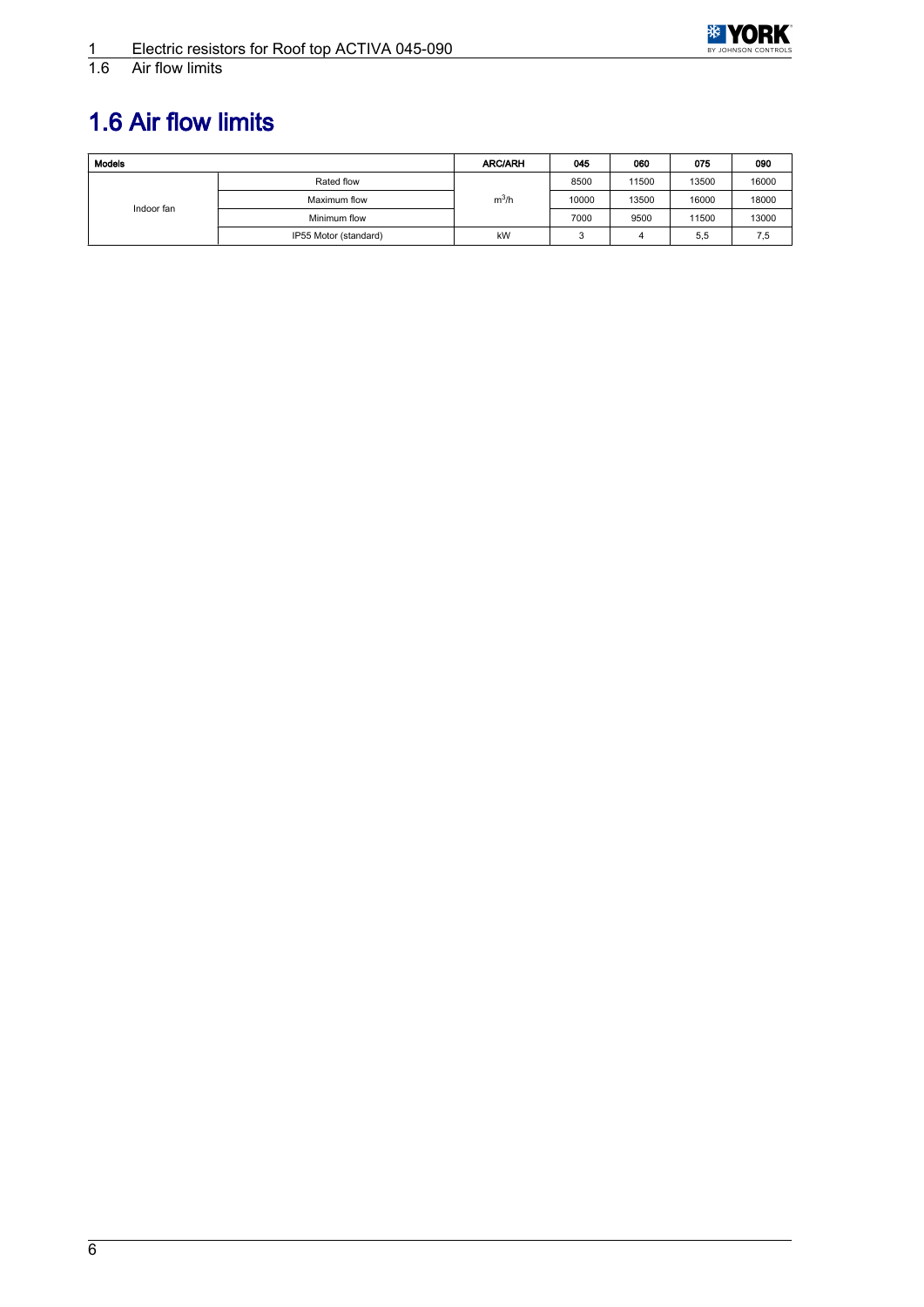# 1.6 Air flow limits

| Models | | ARC/ARH | 045 | 060 | 075 | 090 |
|---|---|---|---|---|---|---|
| Indoor fan | Rated flow | $m^3/h$ | 8500 | 11500 | 13500 | 16000 |
| | Maximum flow | | 10000 | 13500 | 16000 | 18000 |
| | Minimum flow | | 7000 | 9500 | 11500 | 13000 |
| | IP55 Motor (standard) | kW | 3 | 4 | 5,5 | 7,5 |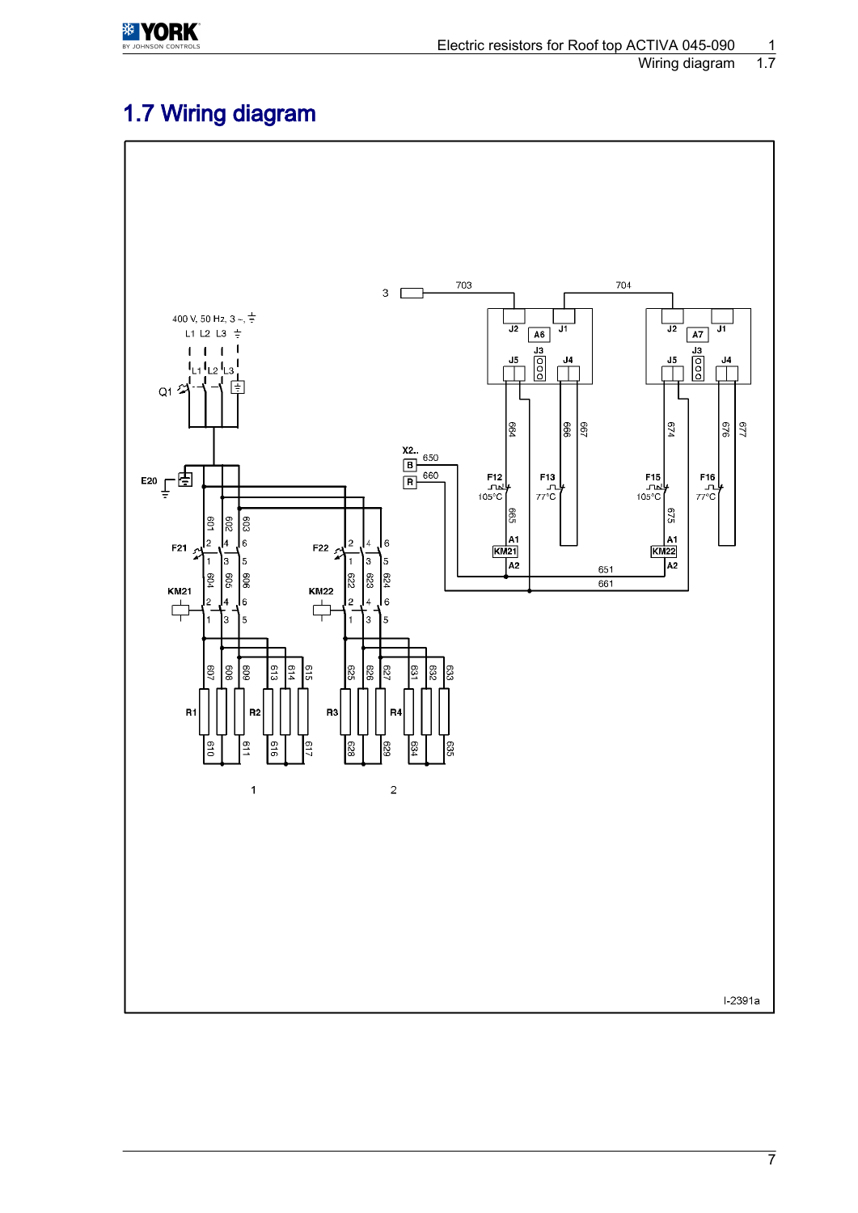# 1.7 Wiring diagram

I-2391a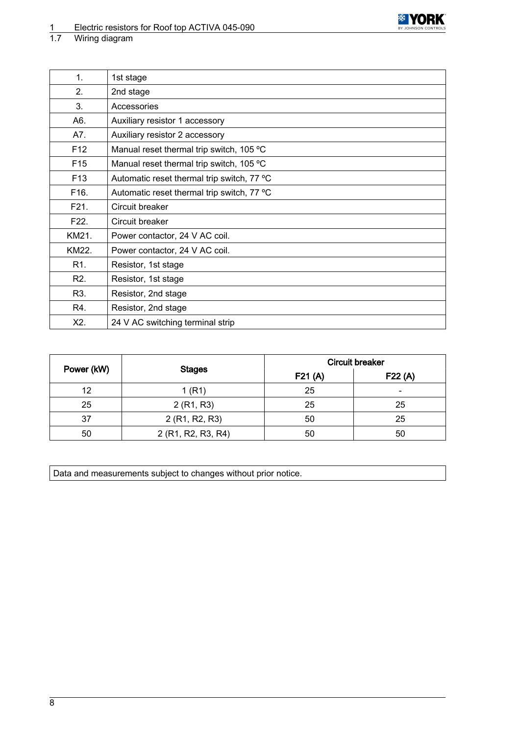## 1.7 Wiring diagram

| | |
|---|---|
| 1. | 1st stage |
| 2. | 2nd stage |
| 3. | Accessories |
| A6. | Auxiliary resistor 1 accessory |
| A7. | Auxiliary resistor 2 accessory |
| F12 | Manual reset thermal trip switch, 105 ºC |
| F15 | Manual reset thermal trip switch, 105 ºC |
| F13 | Automatic reset thermal trip switch, 77 ºC |
| F16. | Automatic reset thermal trip switch, 77 ºC |
| F21. | Circuit breaker |
| F22. | Circuit breaker |
| KM21. | Power contactor, 24 V AC coil. |
| KM22. | Power contactor, 24 V AC coil. |
| R1. | Resistor, 1st stage |
| R2. | Resistor, 1st stage |
| R3. | Resistor, 2nd stage |
| R4. | Resistor, 2nd stage |
| X2. | 24 V AC switching terminal strip |

| Power (kW) | Stages | Circuit breaker | |
|---|---|---|---|
| | | F21 (A) | F22 (A) |
| 12 | 1 (R1) | 25 | - |
| 25 | 2 (R1, R3) | 25 | 25 |
| 37 | 2 (R1, R2, R3) | 50 | 25 |
| 50 | 2 (R1, R2, R3, R4) | 50 | 50 |

Data and measurements subject to changes without prior notice.